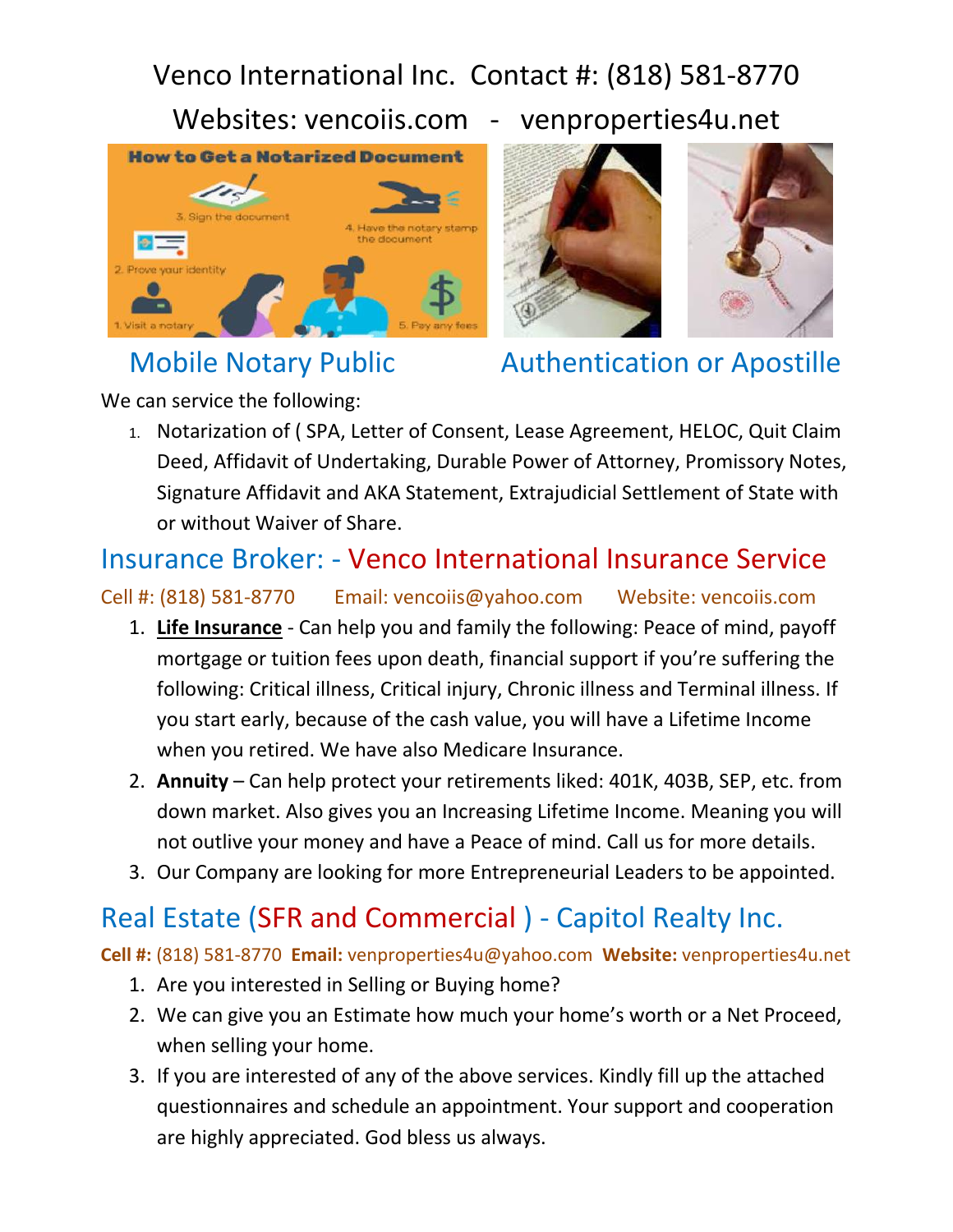# Venco International Inc. Contact #: (818) 581-8770

## Websites: vencoiis.com - venproperties4u.net

## Mobile Notary Public Authentication or Apostille

We can service the following:

1. Notarization of ( SPA, Letter of Consent, Lease Agreement, HELOC, Quit Claim Deed, Affidavit of Undertaking, Durable Power of Attorney, Promissory Notes, Signature Affidavit and AKA Statement, Extrajudicial Settlement of State with or without Waiver of Share.

## Insurance Broker: - Venco International Insurance Service

Cell #: (818) 581-8770 Email: vencoiis@yahoo.com Website: vencoiis.com

1. **Life Insurance** - Can help you and family the following: Peace of mind, payoff mortgage or tuition fees upon death, financial support if you're suffering the following: Critical illness, Critical injury, Chronic illness and Terminal illness. If you start early, because of the cash value, you will have a Lifetime Income when you retired. We have also Medicare Insurance.
2. **Annuity** – Can help protect your retirements liked: 401K, 403B, SEP, etc. from down market. Also gives you an Increasing Lifetime Income. Meaning you will not outlive your money and have a Peace of mind. Call us for more details.
3. Our Company are looking for more Entrepreneurial Leaders to be appointed.

## Real Estate (SFR and Commercial ) - Capitol Realty Inc.

**Cell #:** (818) 581-8770 **Email:** venproperties4u@yahoo.com **Website:** venproperties4u.net

1. Are you interested in Selling or Buying home?
2. We can give you an Estimate how much your home's worth or a Net Proceed, when selling your home.
3. If you are interested of any of the above services. Kindly fill up the attached questionnaires and schedule an appointment. Your support and cooperation are highly appreciated. God bless us always.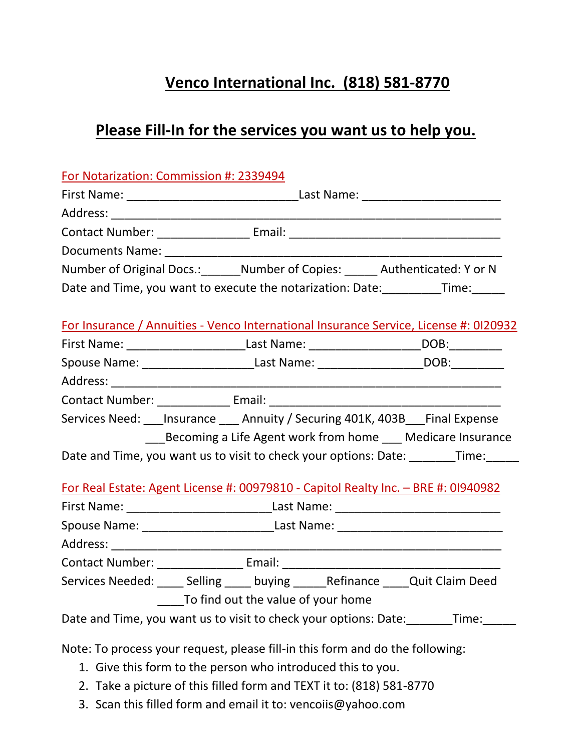# Venco International Inc. (818) 581-8770

## Please Fill-In for the services you want us to help you.

For Notarization: Commission #: 2339494

First Name: __________________________ Last Name: _____________________

Address: ____________________________________________________________

Contact Number: ______________ Email: ________________________________

Documents Name: ____________________________________________________

Number of Original Docs.:______ Number of Copies: _____ Authenticated: Y or N

Date and Time, you want to execute the notarization: Date:_________ Time:_____

For Insurance / Annuities - Venco International Insurance Service, License #: 0I20932

First Name: __________________ Last Name: _________________ DOB:________

Spouse Name: _________________ Last Name: ________________ DOB:________

Address: ____________________________________________________________

Contact Number: ___________ Email: ___________________________________

Services Need: ___Insurance ___ Annuity / Securing 401K, 403B ___Final Expense

___Becoming a Life Agent work from home ___ Medicare Insurance

Date and Time, you want us to visit to check your options: Date: _______ Time:_____

For Real Estate: Agent License #: 00979810 - Capitol Realty Inc. – BRE #: 0I940982

First Name: ______________________ Last Name: _________________________

Spouse Name: ____________________ Last Name: _________________________

Address: ____________________________________________________________

Contact Number: _____________ Email: __________________________________

Services Needed: ____ Selling ____ buying _____Refinance ____Quit Claim Deed

____To find out the value of your home

Date and Time, you want us to visit to check your options: Date:_______ Time:_____

Note: To process your request, please fill-in this form and do the following:

1. Give this form to the person who introduced this to you.
2. Take a picture of this filled form and TEXT it to: (818) 581-8770
3. Scan this filled form and email it to: vencoiis@yahoo.com